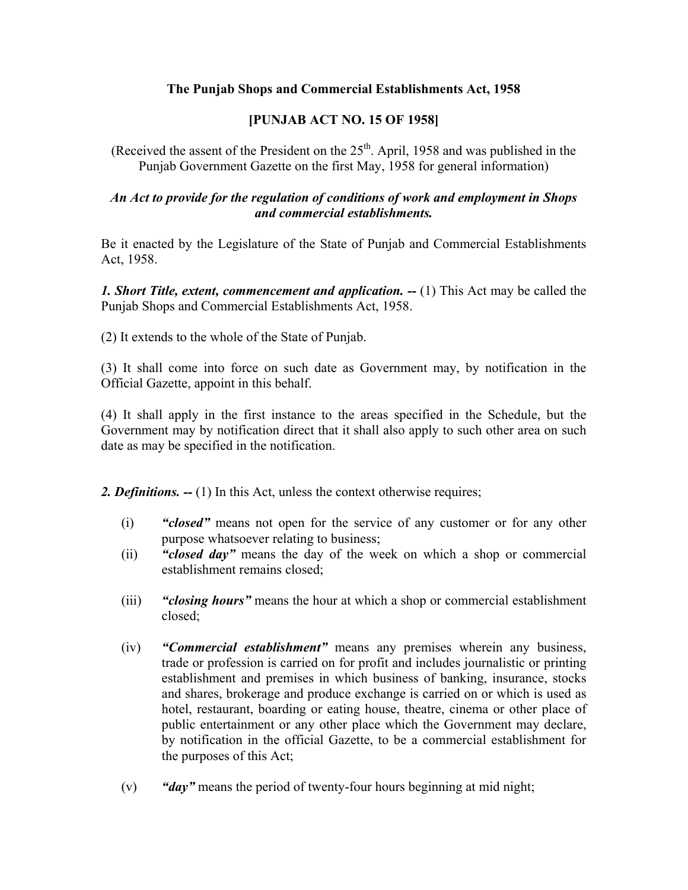# The Punjab Shops and Commercial Establishments Act, 1958

## [PUNJAB ACT NO. 15 OF 1958]

(Received the assent of the President on the 25[th]. April, 1958 and was published in the Punjab Government Gazette on the first May, 1958 for general information)

***An Act to provide for the regulation of conditions of work and employment in Shops and commercial establishments.***

Be it enacted by the Legislature of the State of Punjab and Commercial Establishments Act, 1958.

***1. Short Title, extent, commencement and application. --*** (1) This Act may be called the Punjab Shops and Commercial Establishments Act, 1958.

(2) It extends to the whole of the State of Punjab.

(3) It shall come into force on such date as Government may, by notification in the Official Gazette, appoint in this behalf.

(4) It shall apply in the first instance to the areas specified in the Schedule, but the Government may by notification direct that it shall also apply to such other area on such date as may be specified in the notification.

***2. Definitions. --*** (1) In this Act, unless the context otherwise requires;

(i) ***"closed"*** means not open for the service of any customer or for any other purpose whatsoever relating to business;

(ii) ***"closed day"*** means the day of the week on which a shop or commercial establishment remains closed;

(iii) ***"closing hours"*** means the hour at which a shop or commercial establishment closed;

(iv) ***"Commercial establishment"*** means any premises wherein any business, trade or profession is carried on for profit and includes journalistic or printing establishment and premises in which business of banking, insurance, stocks and shares, brokerage and produce exchange is carried on or which is used as hotel, restaurant, boarding or eating house, theatre, cinema or other place of public entertainment or any other place which the Government may declare, by notification in the official Gazette, to be a commercial establishment for the purposes of this Act;

(v) ***"day"*** means the period of twenty-four hours beginning at mid night;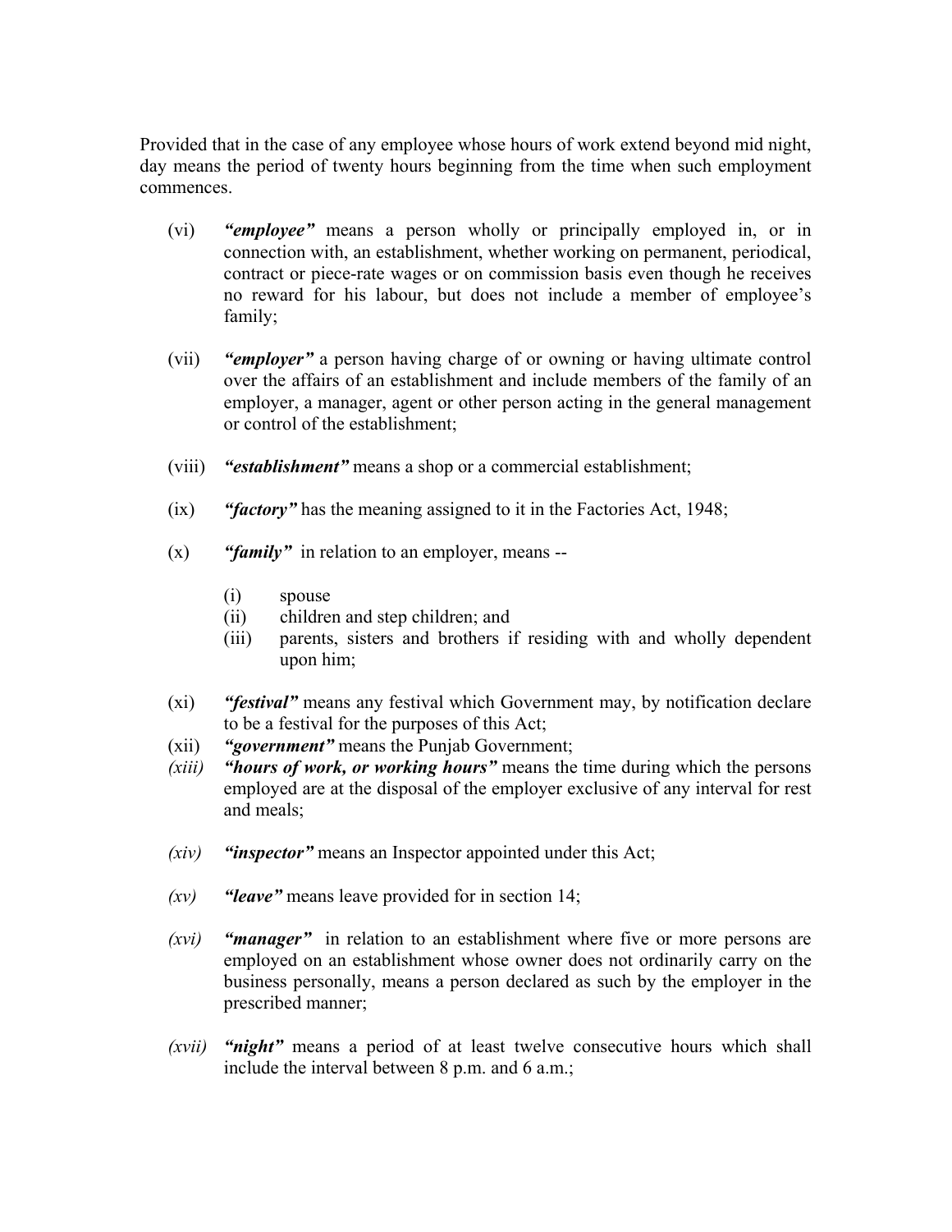Provided that in the case of any employee whose hours of work extend beyond mid night, day means the period of twenty hours beginning from the time when such employment commences.

(vi) ***"employee"*** means a person wholly or principally employed in, or in connection with, an establishment, whether working on permanent, periodical, contract or piece-rate wages or on commission basis even though he receives no reward for his labour, but does not include a member of employee's family;

(vii) ***"employer"*** a person having charge of or owning or having ultimate control over the affairs of an establishment and include members of the family of an employer, a manager, agent or other person acting in the general management or control of the establishment;

(viii) ***"establishment"*** means a shop or a commercial establishment;

(ix) ***"factory"*** has the meaning assigned to it in the Factories Act, 1948;

(x) ***"family"*** in relation to an employer, means --

  (i) spouse
  (ii) children and step children; and
  (iii) parents, sisters and brothers if residing with and wholly dependent upon him;

(xi) ***"festival"*** means any festival which Government may, by notification declare to be a festival for the purposes of this Act;

(xii) ***"government"*** means the Punjab Government;

*(xiii)* ***"hours of work, or working hours"*** means the time during which the persons employed are at the disposal of the employer exclusive of any interval for rest and meals;

*(xiv)* ***"inspector"*** means an Inspector appointed under this Act;

*(xv)* ***"leave"*** means leave provided for in section 14;

*(xvi)* ***"manager"*** in relation to an establishment where five or more persons are employed on an establishment whose owner does not ordinarily carry on the business personally, means a person declared as such by the employer in the prescribed manner;

*(xvii)* ***"night"*** means a period of at least twelve consecutive hours which shall include the interval between 8 p.m. and 6 a.m.;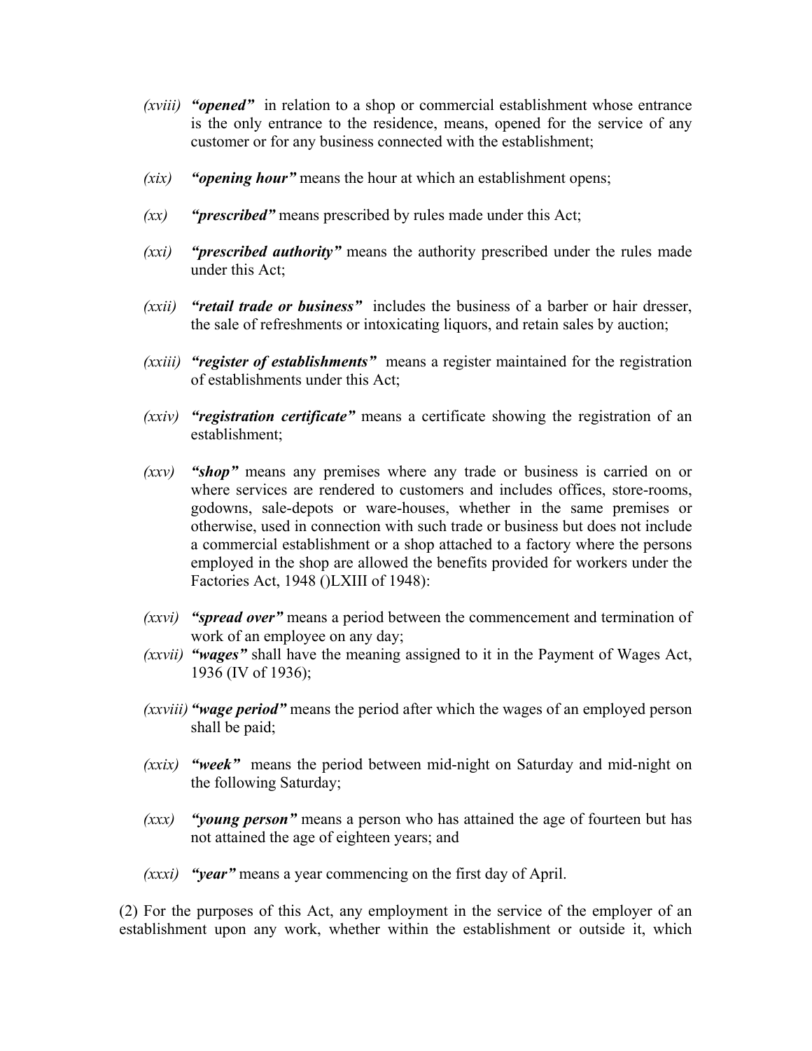*(xviii)* ***"opened"*** in relation to a shop or commercial establishment whose entrance is the only entrance to the residence, means, opened for the service of any customer or for any business connected with the establishment;

*(xix)* ***"opening hour"*** means the hour at which an establishment opens;

*(xx)* ***"prescribed"*** means prescribed by rules made under this Act;

*(xxi)* ***"prescribed authority"*** means the authority prescribed under the rules made under this Act;

*(xxii)* ***"retail trade or business"*** includes the business of a barber or hair dresser, the sale of refreshments or intoxicating liquors, and retain sales by auction;

*(xxiii)* ***"register of establishments"*** means a register maintained for the registration of establishments under this Act;

*(xxiv)* ***"registration certificate"*** means a certificate showing the registration of an establishment;

*(xxv)* ***"shop"*** means any premises where any trade or business is carried on or where services are rendered to customers and includes offices, store-rooms, godowns, sale-depots or ware-houses, whether in the same premises or otherwise, used in connection with such trade or business but does not include a commercial establishment or a shop attached to a factory where the persons employed in the shop are allowed the benefits provided for workers under the Factories Act, 1948 ()LXIII of 1948):

*(xxvi)* ***"spread over"*** means a period between the commencement and termination of work of an employee on any day;

*(xxvii)* ***"wages"*** shall have the meaning assigned to it in the Payment of Wages Act, 1936 (IV of 1936);

*(xxviii)* ***"wage period"*** means the period after which the wages of an employed person shall be paid;

*(xxix)* ***"week"*** means the period between mid-night on Saturday and mid-night on the following Saturday;

*(xxx)* ***"young person"*** means a person who has attained the age of fourteen but has not attained the age of eighteen years; and

*(xxxi)* ***"year"*** means a year commencing on the first day of April.

(2) For the purposes of this Act, any employment in the service of the employer of an establishment upon any work, whether within the establishment or outside it, which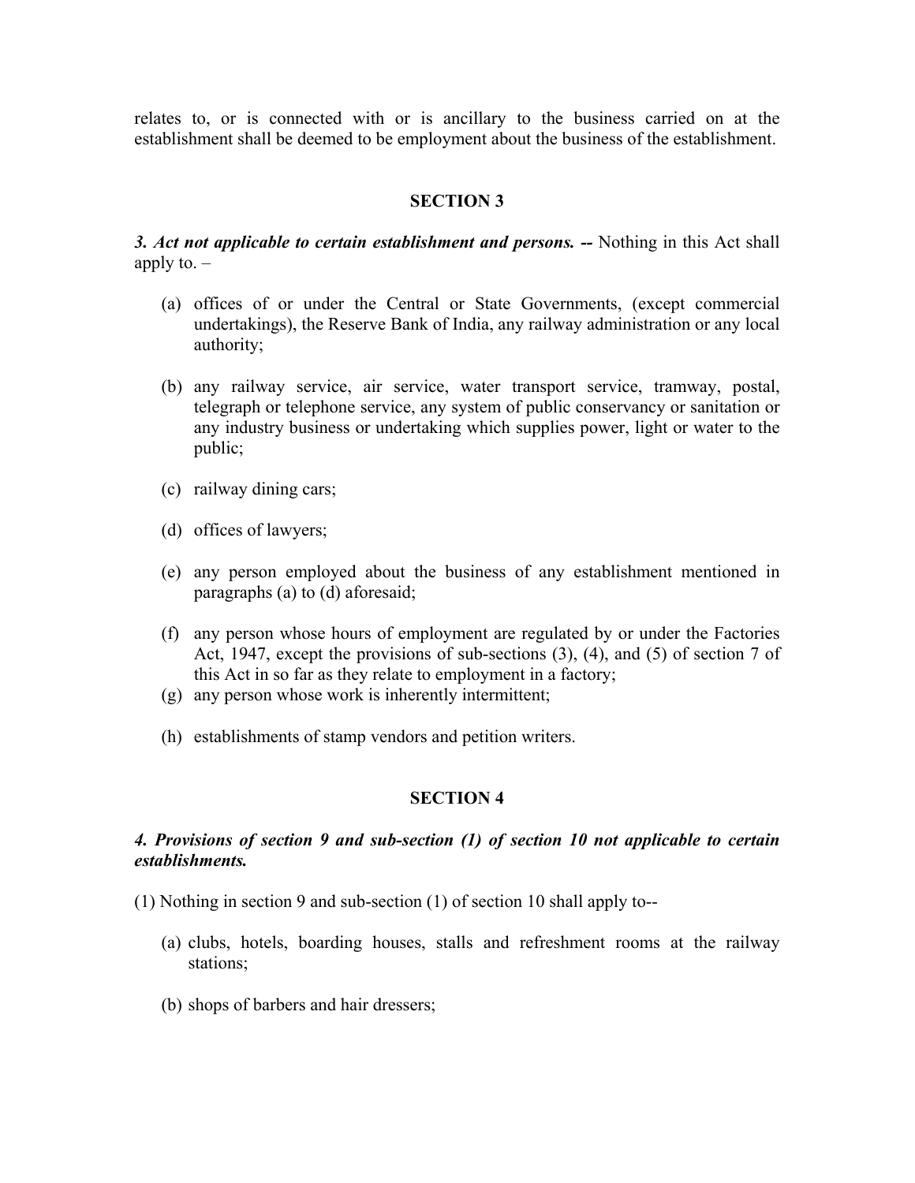relates to, or is connected with or is ancillary to the business carried on at the establishment shall be deemed to be employment about the business of the establishment.

## SECTION 3

***3. Act not applicable to certain establishment and persons. --*** Nothing in this Act shall apply to. –

(a) offices of or under the Central or State Governments, (except commercial undertakings), the Reserve Bank of India, any railway administration or any local authority;

(b) any railway service, air service, water transport service, tramway, postal, telegraph or telephone service, any system of public conservancy or sanitation or any industry business or undertaking which supplies power, light or water to the public;

(c) railway dining cars;

(d) offices of lawyers;

(e) any person employed about the business of any establishment mentioned in paragraphs (a) to (d) aforesaid;

(f) any person whose hours of employment are regulated by or under the Factories Act, 1947, except the provisions of sub-sections (3), (4), and (5) of section 7 of this Act in so far as they relate to employment in a factory;

(g) any person whose work is inherently intermittent;

(h) establishments of stamp vendors and petition writers.

## SECTION 4

***4. Provisions of section 9 and sub-section (1) of section 10 not applicable to certain establishments.***

(1) Nothing in section 9 and sub-section (1) of section 10 shall apply to--

(a) clubs, hotels, boarding houses, stalls and refreshment rooms at the railway stations;

(b) shops of barbers and hair dressers;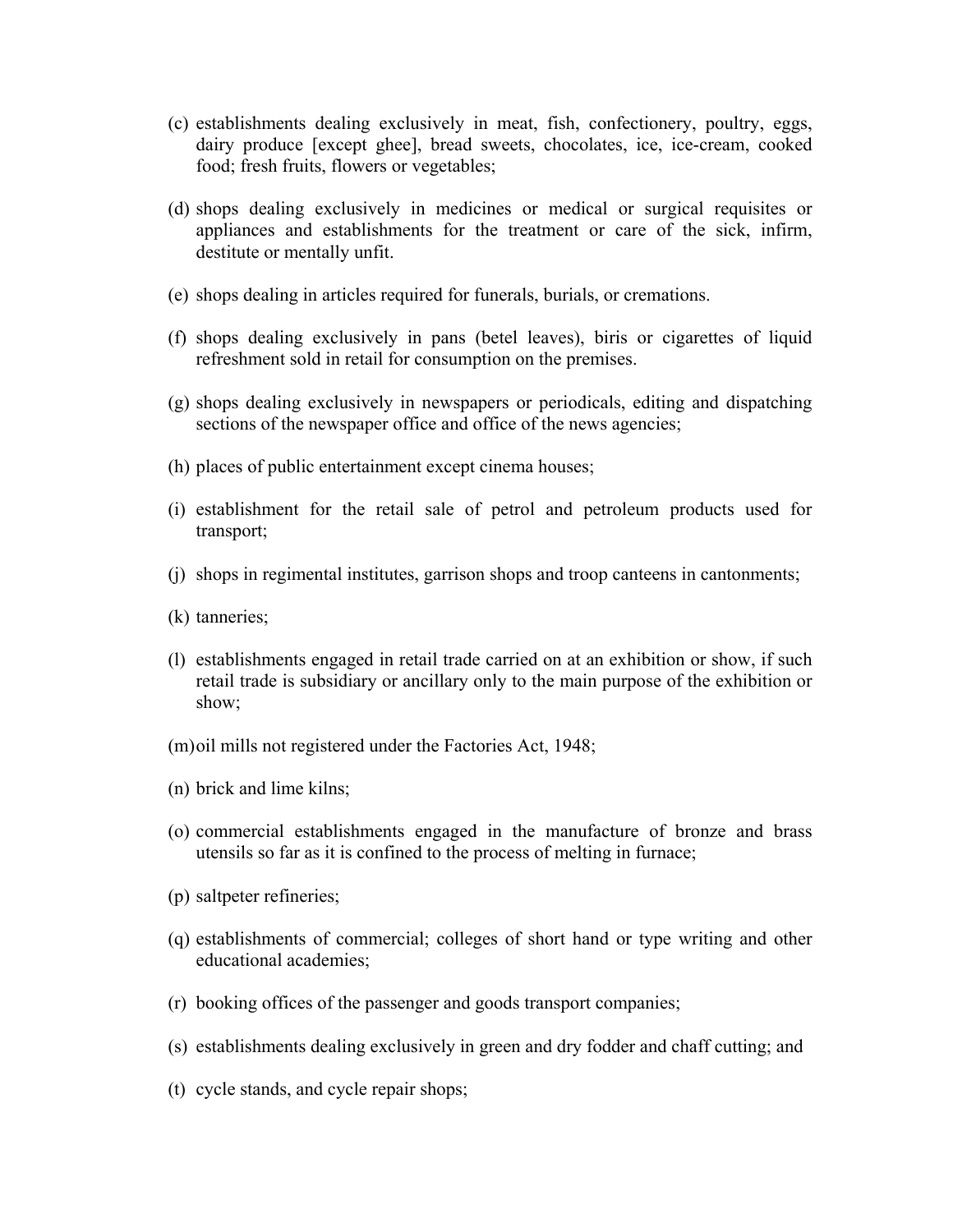(c) establishments dealing exclusively in meat, fish, confectionery, poultry, eggs, dairy produce [except ghee], bread sweets, chocolates, ice, ice-cream, cooked food; fresh fruits, flowers or vegetables;

(d) shops dealing exclusively in medicines or medical or surgical requisites or appliances and establishments for the treatment or care of the sick, infirm, destitute or mentally unfit.

(e) shops dealing in articles required for funerals, burials, or cremations.

(f) shops dealing exclusively in pans (betel leaves), biris or cigarettes of liquid refreshment sold in retail for consumption on the premises.

(g) shops dealing exclusively in newspapers or periodicals, editing and dispatching sections of the newspaper office and office of the news agencies;

(h) places of public entertainment except cinema houses;

(i) establishment for the retail sale of petrol and petroleum products used for transport;

(j) shops in regimental institutes, garrison shops and troop canteens in cantonments;

(k) tanneries;

(l) establishments engaged in retail trade carried on at an exhibition or show, if such retail trade is subsidiary or ancillary only to the main purpose of the exhibition or show;

(m) oil mills not registered under the Factories Act, 1948;

(n) brick and lime kilns;

(o) commercial establishments engaged in the manufacture of bronze and brass utensils so far as it is confined to the process of melting in furnace;

(p) saltpeter refineries;

(q) establishments of commercial; colleges of short hand or type writing and other educational academies;

(r) booking offices of the passenger and goods transport companies;

(s) establishments dealing exclusively in green and dry fodder and chaff cutting; and

(t) cycle stands, and cycle repair shops;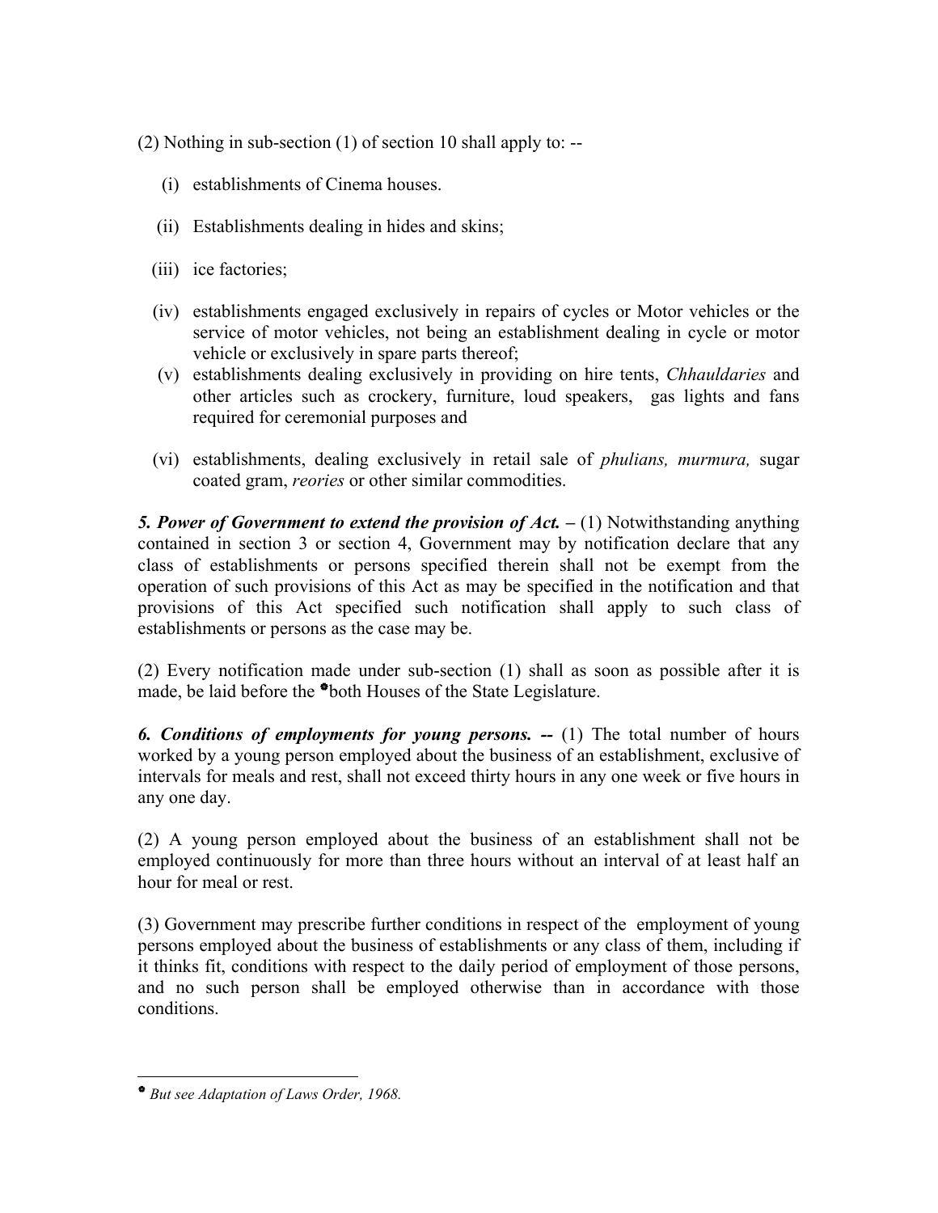(2) Nothing in sub-section (1) of section 10 shall apply to: --

(i) establishments of Cinema houses.

(ii) Establishments dealing in hides and skins;

(iii) ice factories;

(iv) establishments engaged exclusively in repairs of cycles or Motor vehicles or the service of motor vehicles, not being an establishment dealing in cycle or motor vehicle or exclusively in spare parts thereof;

(v) establishments dealing exclusively in providing on hire tents, *Chhauldaries* and other articles such as crockery, furniture, loud speakers, gas lights and fans required for ceremonial purposes and

(vi) establishments, dealing exclusively in retail sale of *phulians, murmura,* sugar coated gram, *reories* or other similar commodities.

***5. Power of Government to extend the provision of Act. –*** (1) Notwithstanding anything contained in section 3 or section 4, Government may by notification declare that any class of establishments or persons specified therein shall not be exempt from the operation of such provisions of this Act as may be specified in the notification and that provisions of this Act specified such notification shall apply to such class of establishments or persons as the case may be.

(2) Every notification made under sub-section (1) shall as soon as possible after it is made, be laid before the *both Houses of the State Legislature.

***6. Conditions of employments for young persons. --*** (1) The total number of hours worked by a young person employed about the business of an establishment, exclusive of intervals for meals and rest, shall not exceed thirty hours in any one week or five hours in any one day.

(2) A young person employed about the business of an establishment shall not be employed continuously for more than three hours without an interval of at least half an hour for meal or rest.

(3) Government may prescribe further conditions in respect of the employment of young persons employed about the business of establishments or any class of them, including if it thinks fit, conditions with respect to the daily period of employment of those persons, and no such person shall be employed otherwise than in accordance with those conditions.

---

* *But see Adaptation of Laws Order, 1968.*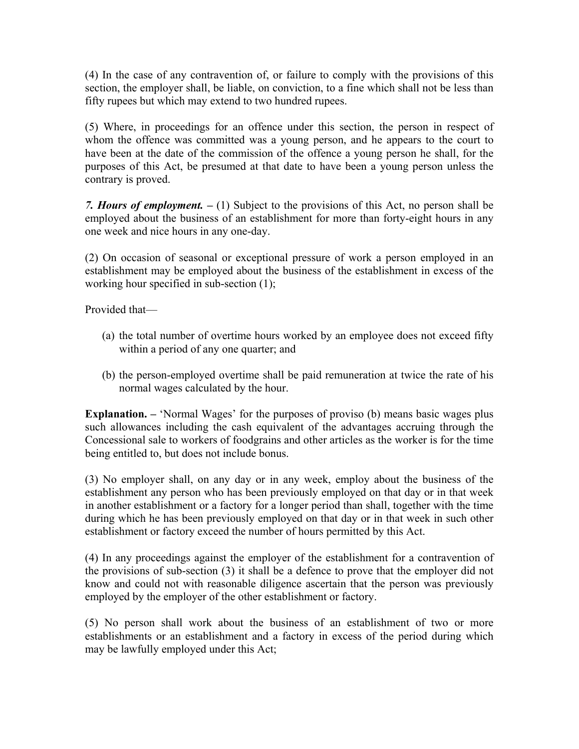(4) In the case of any contravention of, or failure to comply with the provisions of this section, the employer shall, be liable, on conviction, to a fine which shall not be less than fifty rupees but which may extend to two hundred rupees.

(5) Where, in proceedings for an offence under this section, the person in respect of whom the offence was committed was a young person, and he appears to the court to have been at the date of the commission of the offence a young person he shall, for the purposes of this Act, be presumed at that date to have been a young person unless the contrary is proved.

***7. Hours of employment.*** **–** (1) Subject to the provisions of this Act, no person shall be employed about the business of an establishment for more than forty-eight hours in any one week and nice hours in any one-day.

(2) On occasion of seasonal or exceptional pressure of work a person employed in an establishment may be employed about the business of the establishment in excess of the working hour specified in sub-section (1);

Provided that—

(a) the total number of overtime hours worked by an employee does not exceed fifty within a period of any one quarter; and

(b) the person-employed overtime shall be paid remuneration at twice the rate of his normal wages calculated by the hour.

**Explanation. –** 'Normal Wages' for the purposes of proviso (b) means basic wages plus such allowances including the cash equivalent of the advantages accruing through the Concessional sale to workers of foodgrains and other articles as the worker is for the time being entitled to, but does not include bonus.

(3) No employer shall, on any day or in any week, employ about the business of the establishment any person who has been previously employed on that day or in that week in another establishment or a factory for a longer period than shall, together with the time during which he has been previously employed on that day or in that week in such other establishment or factory exceed the number of hours permitted by this Act.

(4) In any proceedings against the employer of the establishment for a contravention of the provisions of sub-section (3) it shall be a defence to prove that the employer did not know and could not with reasonable diligence ascertain that the person was previously employed by the employer of the other establishment or factory.

(5) No person shall work about the business of an establishment of two or more establishments or an establishment and a factory in excess of the period during which may be lawfully employed under this Act;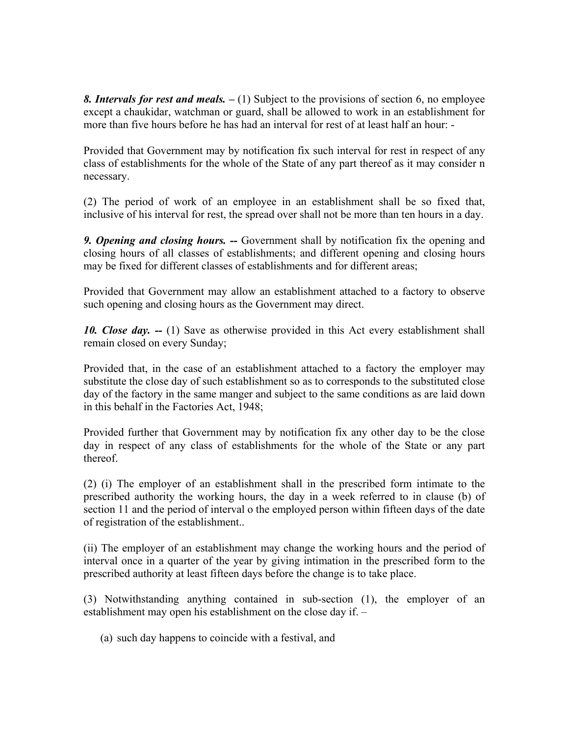***8. Intervals for rest and meals.*** – (1) Subject to the provisions of section 6, no employee except a chaukidar, watchman or guard, shall be allowed to work in an establishment for more than five hours before he has had an interval for rest of at least half an hour: -

Provided that Government may by notification fix such interval for rest in respect of any class of establishments for the whole of the State of any part thereof as it may consider n necessary.

(2) The period of work of an employee in an establishment shall be so fixed that, inclusive of his interval for rest, the spread over shall not be more than ten hours in a day.

***9. Opening and closing hours.*** -- Government shall by notification fix the opening and closing hours of all classes of establishments; and different opening and closing hours may be fixed for different classes of establishments and for different areas;

Provided that Government may allow an establishment attached to a factory to observe such opening and closing hours as the Government may direct.

***10. Close day.*** -- (1) Save as otherwise provided in this Act every establishment shall remain closed on every Sunday;

Provided that, in the case of an establishment attached to a factory the employer may substitute the close day of such establishment so as to corresponds to the substituted close day of the factory in the same manger and subject to the same conditions as are laid down in this behalf in the Factories Act, 1948;

Provided further that Government may by notification fix any other day to be the close day in respect of any class of establishments for the whole of the State or any part thereof.

(2) (i) The employer of an establishment shall in the prescribed form intimate to the prescribed authority the working hours, the day in a week referred to in clause (b) of section 11 and the period of interval o the employed person within fifteen days of the date of registration of the establishment..

(ii) The employer of an establishment may change the working hours and the period of interval once in a quarter of the year by giving intimation in the prescribed form to the prescribed authority at least fifteen days before the change is to take place.

(3) Notwithstanding anything contained in sub-section (1), the employer of an establishment may open his establishment on the close day if. –

(a) such day happens to coincide with a festival, and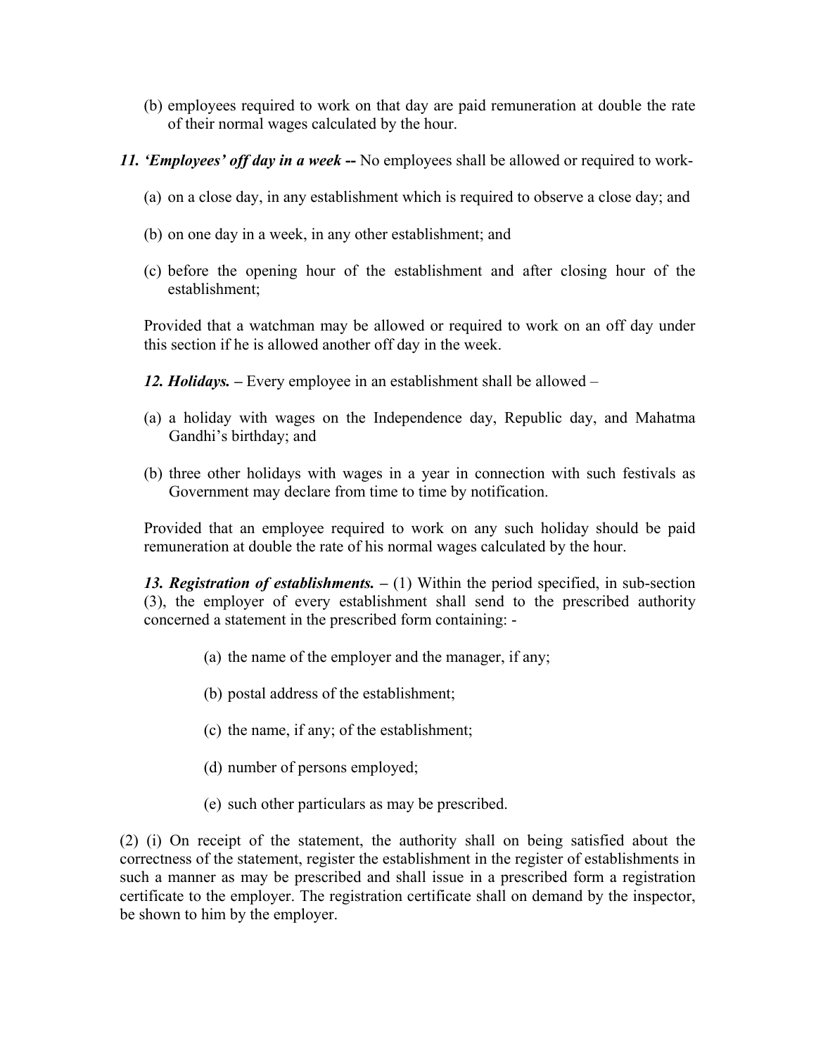(b) employees required to work on that day are paid remuneration at double the rate of their normal wages calculated by the hour.

***11. 'Employees' off day in a week*** **--** No employees shall be allowed or required to work-

(a) on a close day, in any establishment which is required to observe a close day; and

(b) on one day in a week, in any other establishment; and

(c) before the opening hour of the establishment and after closing hour of the establishment;

Provided that a watchman may be allowed or required to work on an off day under this section if he is allowed another off day in the week.

***12. Holidays.*** **–** Every employee in an establishment shall be allowed –

(a) a holiday with wages on the Independence day, Republic day, and Mahatma Gandhi's birthday; and

(b) three other holidays with wages in a year in connection with such festivals as Government may declare from time to time by notification.

Provided that an employee required to work on any such holiday should be paid remuneration at double the rate of his normal wages calculated by the hour.

***13. Registration of establishments.*** **–** (1) Within the period specified, in sub-section (3), the employer of every establishment shall send to the prescribed authority concerned a statement in the prescribed form containing: -

(a) the name of the employer and the manager, if any;

(b) postal address of the establishment;

(c) the name, if any; of the establishment;

(d) number of persons employed;

(e) such other particulars as may be prescribed.

(2) (i) On receipt of the statement, the authority shall on being satisfied about the correctness of the statement, register the establishment in the register of establishments in such a manner as may be prescribed and shall issue in a prescribed form a registration certificate to the employer. The registration certificate shall on demand by the inspector, be shown to him by the employer.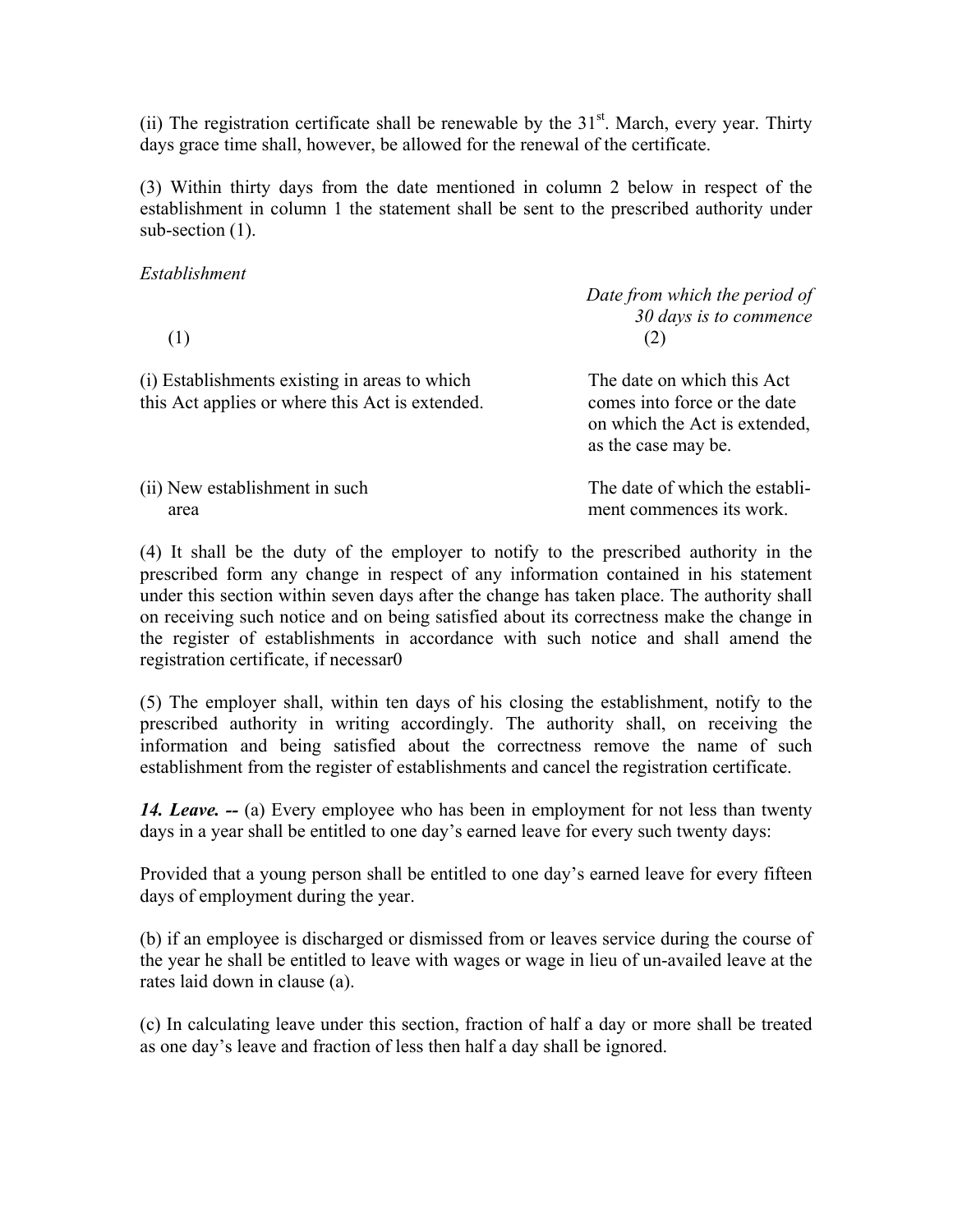(ii) The registration certificate shall be renewable by the 31st. March, every year. Thirty days grace time shall, however, be allowed for the renewal of the certificate.

(3) Within thirty days from the date mentioned in column 2 below in respect of the establishment in column 1 the statement shall be sent to the prescribed authority under sub-section (1).

| *Establishment* (1) | *Date from which the period of 30 days is to commence* (2) |
|---|---|
| (i) Establishments existing in areas to which this Act applies or where this Act is extended. | The date on which this Act comes into force or the date on which the Act is extended, as the case may be. |
| (ii) New establishment in such area | The date of which the establishment commences its work. |

(4) It shall be the duty of the employer to notify to the prescribed authority in the prescribed form any change in respect of any information contained in his statement under this section within seven days after the change has taken place. The authority shall on receiving such notice and on being satisfied about its correctness make the change in the register of establishments in accordance with such notice and shall amend the registration certificate, if necessar0

(5) The employer shall, within ten days of his closing the establishment, notify to the prescribed authority in writing accordingly. The authority shall, on receiving the information and being satisfied about the correctness remove the name of such establishment from the register of establishments and cancel the registration certificate.

***14. Leave. --*** (a) Every employee who has been in employment for not less than twenty days in a year shall be entitled to one day's earned leave for every such twenty days:

Provided that a young person shall be entitled to one day's earned leave for every fifteen days of employment during the year.

(b) if an employee is discharged or dismissed from or leaves service during the course of the year he shall be entitled to leave with wages or wage in lieu of un-availed leave at the rates laid down in clause (a).

(c) In calculating leave under this section, fraction of half a day or more shall be treated as one day's leave and fraction of less then half a day shall be ignored.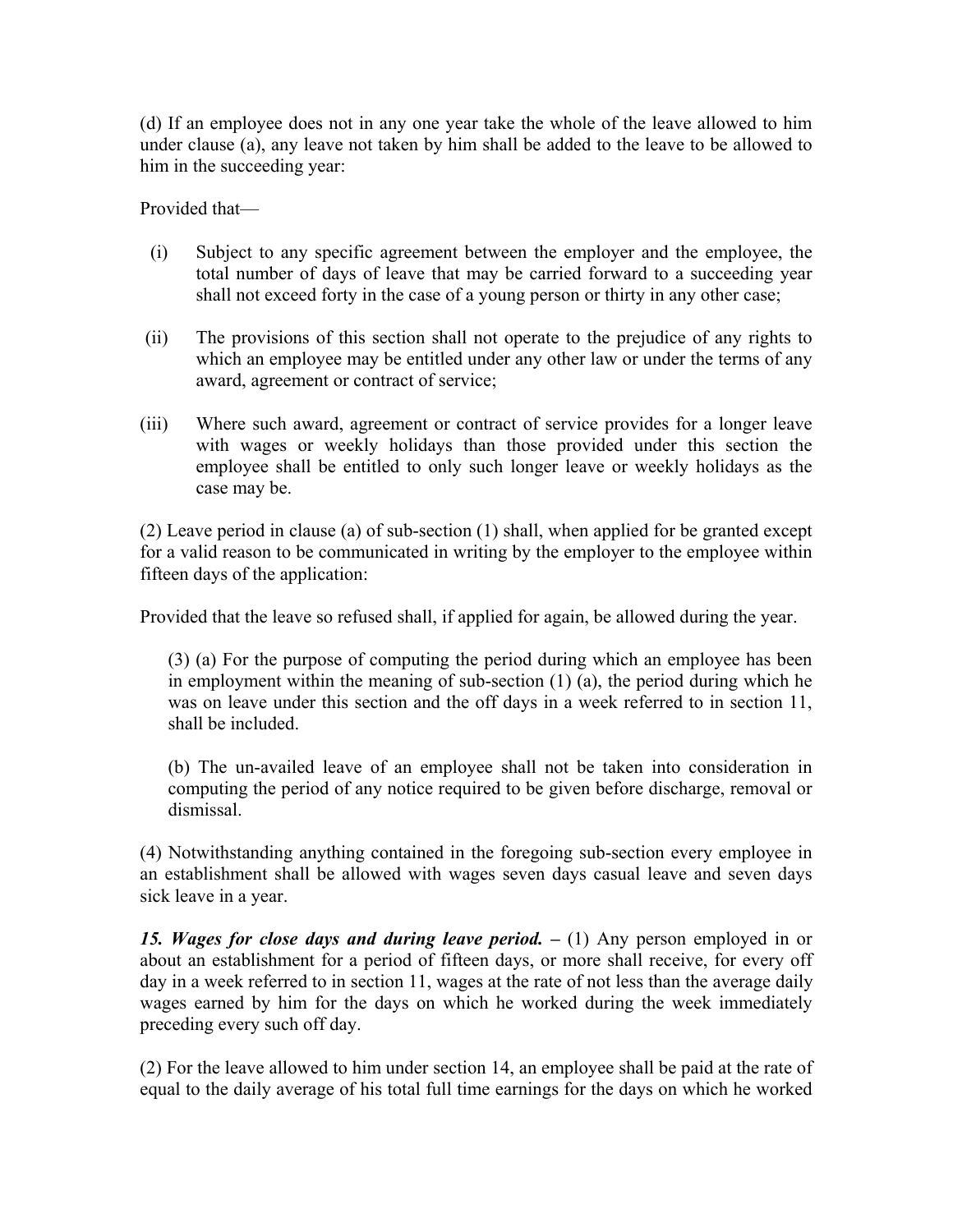(d) If an employee does not in any one year take the whole of the leave allowed to him under clause (a), any leave not taken by him shall be added to the leave to be allowed to him in the succeeding year:

Provided that—

(i) Subject to any specific agreement between the employer and the employee, the total number of days of leave that may be carried forward to a succeeding year shall not exceed forty in the case of a young person or thirty in any other case;

(ii) The provisions of this section shall not operate to the prejudice of any rights to which an employee may be entitled under any other law or under the terms of any award, agreement or contract of service;

(iii) Where such award, agreement or contract of service provides for a longer leave with wages or weekly holidays than those provided under this section the employee shall be entitled to only such longer leave or weekly holidays as the case may be.

(2) Leave period in clause (a) of sub-section (1) shall, when applied for be granted except for a valid reason to be communicated in writing by the employer to the employee within fifteen days of the application:

Provided that the leave so refused shall, if applied for again, be allowed during the year.

(3) (a) For the purpose of computing the period during which an employee has been in employment within the meaning of sub-section (1) (a), the period during which he was on leave under this section and the off days in a week referred to in section 11, shall be included.

(b) The un-availed leave of an employee shall not be taken into consideration in computing the period of any notice required to be given before discharge, removal or dismissal.

(4) Notwithstanding anything contained in the foregoing sub-section every employee in an establishment shall be allowed with wages seven days casual leave and seven days sick leave in a year.

***15. Wages for close days and during leave period.*** **–** (1) Any person employed in or about an establishment for a period of fifteen days, or more shall receive, for every off day in a week referred to in section 11, wages at the rate of not less than the average daily wages earned by him for the days on which he worked during the week immediately preceding every such off day.

(2) For the leave allowed to him under section 14, an employee shall be paid at the rate of equal to the daily average of his total full time earnings for the days on which he worked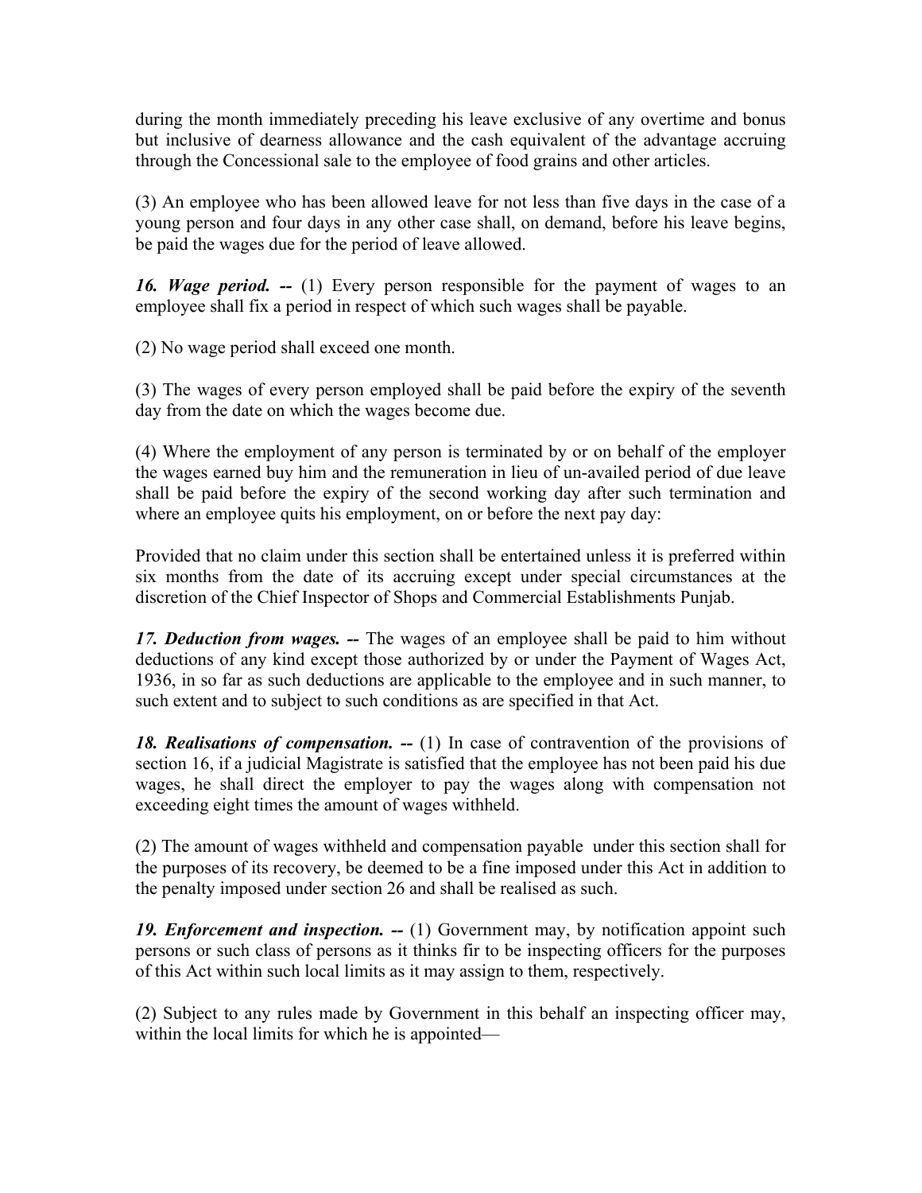during the month immediately preceding his leave exclusive of any overtime and bonus but inclusive of dearness allowance and the cash equivalent of the advantage accruing through the Concessional sale to the employee of food grains and other articles.

(3) An employee who has been allowed leave for not less than five days in the case of a young person and four days in any other case shall, on demand, before his leave begins, be paid the wages due for the period of leave allowed.

***16. Wage period. --*** (1) Every person responsible for the payment of wages to an employee shall fix a period in respect of which such wages shall be payable.

(2) No wage period shall exceed one month.

(3) The wages of every person employed shall be paid before the expiry of the seventh day from the date on which the wages become due.

(4) Where the employment of any person is terminated by or on behalf of the employer the wages earned buy him and the remuneration in lieu of un-availed period of due leave shall be paid before the expiry of the second working day after such termination and where an employee quits his employment, on or before the next pay day:

Provided that no claim under this section shall be entertained unless it is preferred within six months from the date of its accruing except under special circumstances at the discretion of the Chief Inspector of Shops and Commercial Establishments Punjab.

***17. Deduction from wages. --*** The wages of an employee shall be paid to him without deductions of any kind except those authorized by or under the Payment of Wages Act, 1936, in so far as such deductions are applicable to the employee and in such manner, to such extent and to subject to such conditions as are specified in that Act.

***18. Realisations of compensation. --*** (1) In case of contravention of the provisions of section 16, if a judicial Magistrate is satisfied that the employee has not been paid his due wages, he shall direct the employer to pay the wages along with compensation not exceeding eight times the amount of wages withheld.

(2) The amount of wages withheld and compensation payable under this section shall for the purposes of its recovery, be deemed to be a fine imposed under this Act in addition to the penalty imposed under section 26 and shall be realised as such.

***19. Enforcement and inspection. --*** (1) Government may, by notification appoint such persons or such class of persons as it thinks fir to be inspecting officers for the purposes of this Act within such local limits as it may assign to them, respectively.

(2) Subject to any rules made by Government in this behalf an inspecting officer may, within the local limits for which he is appointed—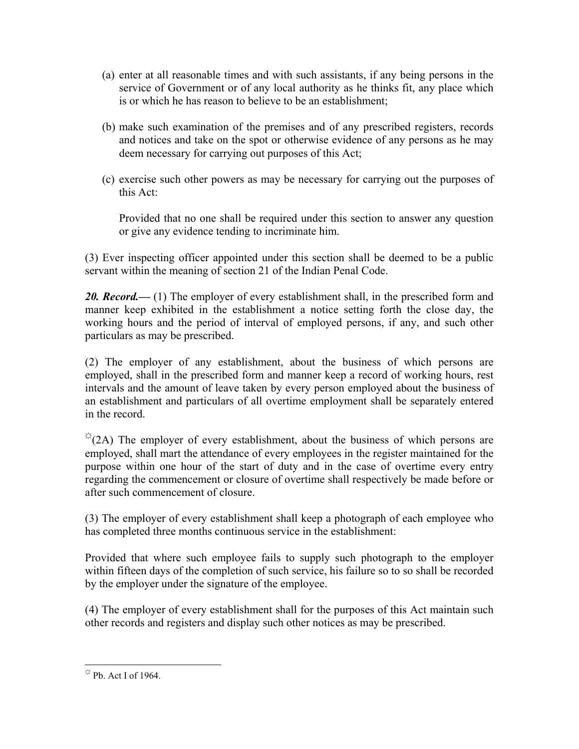(a) enter at all reasonable times and with such assistants, if any being persons in the service of Government or of any local authority as he thinks fit, any place which is or which he has reason to believe to be an establishment;

(b) make such examination of the premises and of any prescribed registers, records and notices and take on the spot or otherwise evidence of any persons as he may deem necessary for carrying out purposes of this Act;

(c) exercise such other powers as may be necessary for carrying out the purposes of this Act:

Provided that no one shall be required under this section to answer any question or give any evidence tending to incriminate him.

(3) Ever inspecting officer appointed under this section shall be deemed to be a public servant within the meaning of section 21 of the Indian Penal Code.

***20. Record.—*** (1) The employer of every establishment shall, in the prescribed form and manner keep exhibited in the establishment a notice setting forth the close day, the working hours and the period of interval of employed persons, if any, and such other particulars as may be prescribed.

(2) The employer of any establishment, about the business of which persons are employed, shall in the prescribed form and manner keep a record of working hours, rest intervals and the amount of leave taken by every person employed about the business of an establishment and particulars of all overtime employment shall be separately entered in the record.

[☼](2A) The employer of every establishment, about the business of which persons are employed, shall mart the attendance of every employees in the register maintained for the purpose within one hour of the start of duty and in the case of overtime every entry regarding the commencement or closure of overtime shall respectively be made before or after such commencement of closure.

(3) The employer of every establishment shall keep a photograph of each employee who has completed three months continuous service in the establishment:

Provided that where such employee fails to supply such photograph to the employer within fifteen days of the completion of such service, his failure so to so shall be recorded by the employer under the signature of the employee.

(4) The employer of every establishment shall for the purposes of this Act maintain such other records and registers and display such other notices as may be prescribed.

---

☼ Pb. Act I of 1964.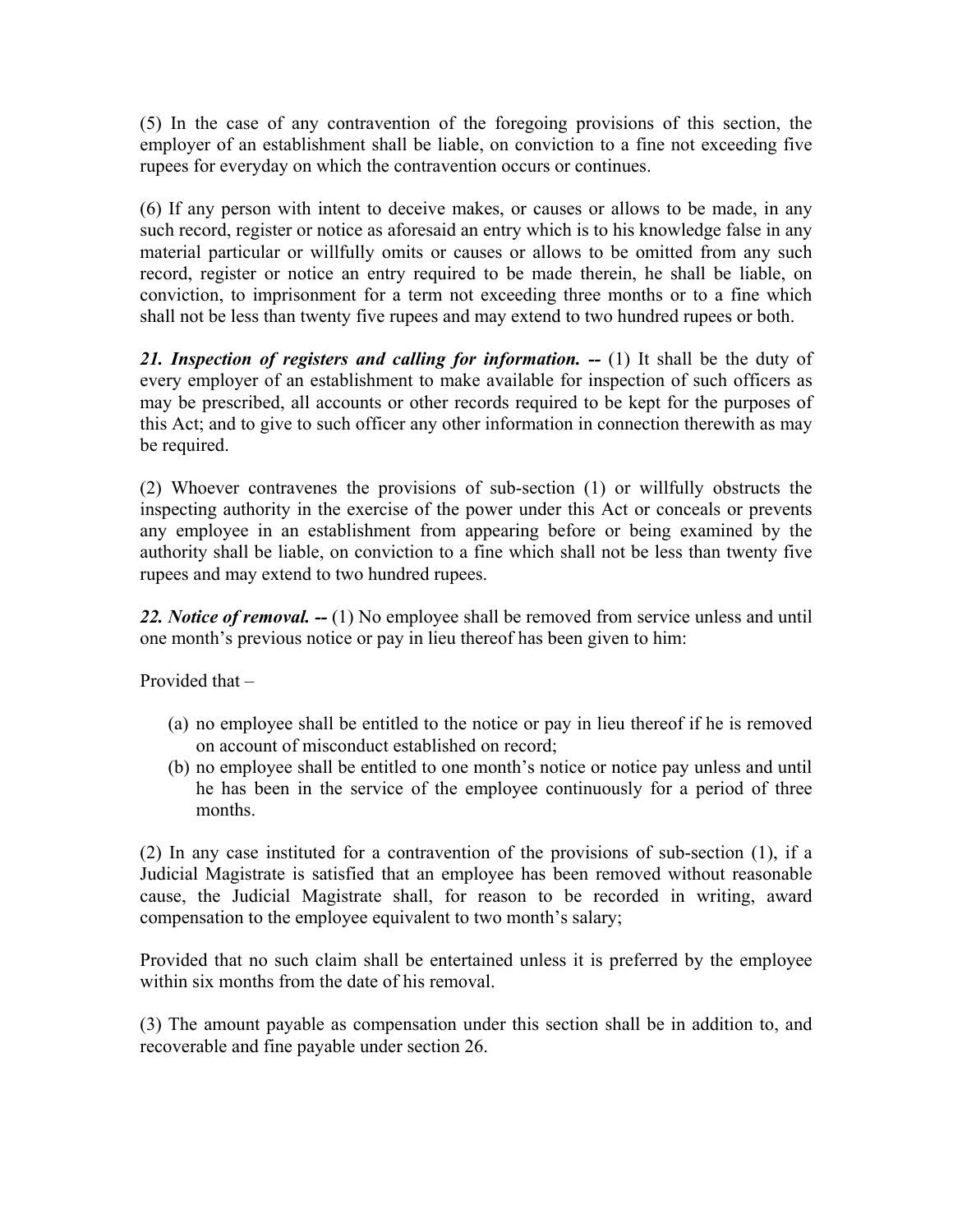(5) In the case of any contravention of the foregoing provisions of this section, the employer of an establishment shall be liable, on conviction to a fine not exceeding five rupees for everyday on which the contravention occurs or continues.

(6) If any person with intent to deceive makes, or causes or allows to be made, in any such record, register or notice as aforesaid an entry which is to his knowledge false in any material particular or willfully omits or causes or allows to be omitted from any such record, register or notice an entry required to be made therein, he shall be liable, on conviction, to imprisonment for a term not exceeding three months or to a fine which shall not be less than twenty five rupees and may extend to two hundred rupees or both.

***21. Inspection of registers and calling for information. --*** (1) It shall be the duty of every employer of an establishment to make available for inspection of such officers as may be prescribed, all accounts or other records required to be kept for the purposes of this Act; and to give to such officer any other information in connection therewith as may be required.

(2) Whoever contravenes the provisions of sub-section (1) or willfully obstructs the inspecting authority in the exercise of the power under this Act or conceals or prevents any employee in an establishment from appearing before or being examined by the authority shall be liable, on conviction to a fine which shall not be less than twenty five rupees and may extend to two hundred rupees.

***22. Notice of removal. --*** (1) No employee shall be removed from service unless and until one month's previous notice or pay in lieu thereof has been given to him:

Provided that –

(a) no employee shall be entitled to the notice or pay in lieu thereof if he is removed on account of misconduct established on record;
(b) no employee shall be entitled to one month's notice or notice pay unless and until he has been in the service of the employee continuously for a period of three months.

(2) In any case instituted for a contravention of the provisions of sub-section (1), if a Judicial Magistrate is satisfied that an employee has been removed without reasonable cause, the Judicial Magistrate shall, for reason to be recorded in writing, award compensation to the employee equivalent to two month's salary;

Provided that no such claim shall be entertained unless it is preferred by the employee within six months from the date of his removal.

(3) The amount payable as compensation under this section shall be in addition to, and recoverable and fine payable under section 26.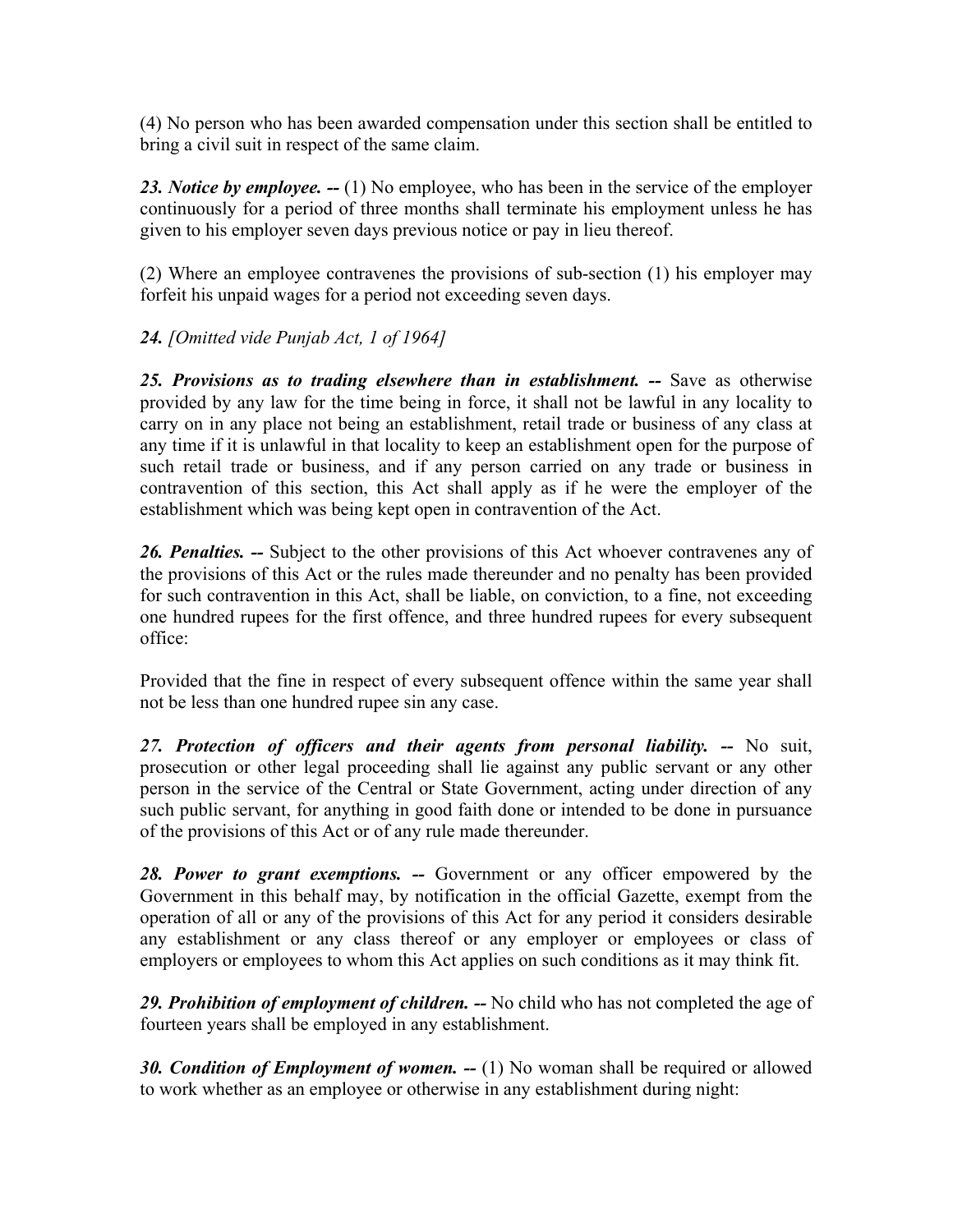(4) No person who has been awarded compensation under this section shall be entitled to bring a civil suit in respect of the same claim.

***23. Notice by employee. --*** (1) No employee, who has been in the service of the employer continuously for a period of three months shall terminate his employment unless he has given to his employer seven days previous notice or pay in lieu thereof.

(2) Where an employee contravenes the provisions of sub-section (1) his employer may forfeit his unpaid wages for a period not exceeding seven days.

***24.*** *[Omitted vide Punjab Act, 1 of 1964]*

***25. Provisions as to trading elsewhere than in establishment. --*** Save as otherwise provided by any law for the time being in force, it shall not be lawful in any locality to carry on in any place not being an establishment, retail trade or business of any class at any time if it is unlawful in that locality to keep an establishment open for the purpose of such retail trade or business, and if any person carried on any trade or business in contravention of this section, this Act shall apply as if he were the employer of the establishment which was being kept open in contravention of the Act.

***26. Penalties. --*** Subject to the other provisions of this Act whoever contravenes any of the provisions of this Act or the rules made thereunder and no penalty has been provided for such contravention in this Act, shall be liable, on conviction, to a fine, not exceeding one hundred rupees for the first offence, and three hundred rupees for every subsequent office:

Provided that the fine in respect of every subsequent offence within the same year shall not be less than one hundred rupee sin any case.

***27. Protection of officers and their agents from personal liability. --*** No suit, prosecution or other legal proceeding shall lie against any public servant or any other person in the service of the Central or State Government, acting under direction of any such public servant, for anything in good faith done or intended to be done in pursuance of the provisions of this Act or of any rule made thereunder.

***28. Power to grant exemptions. --*** Government or any officer empowered by the Government in this behalf may, by notification in the official Gazette, exempt from the operation of all or any of the provisions of this Act for any period it considers desirable any establishment or any class thereof or any employer or employees or class of employers or employees to whom this Act applies on such conditions as it may think fit.

***29. Prohibition of employment of children. --*** No child who has not completed the age of fourteen years shall be employed in any establishment.

***30. Condition of Employment of women. --*** (1) No woman shall be required or allowed to work whether as an employee or otherwise in any establishment during night: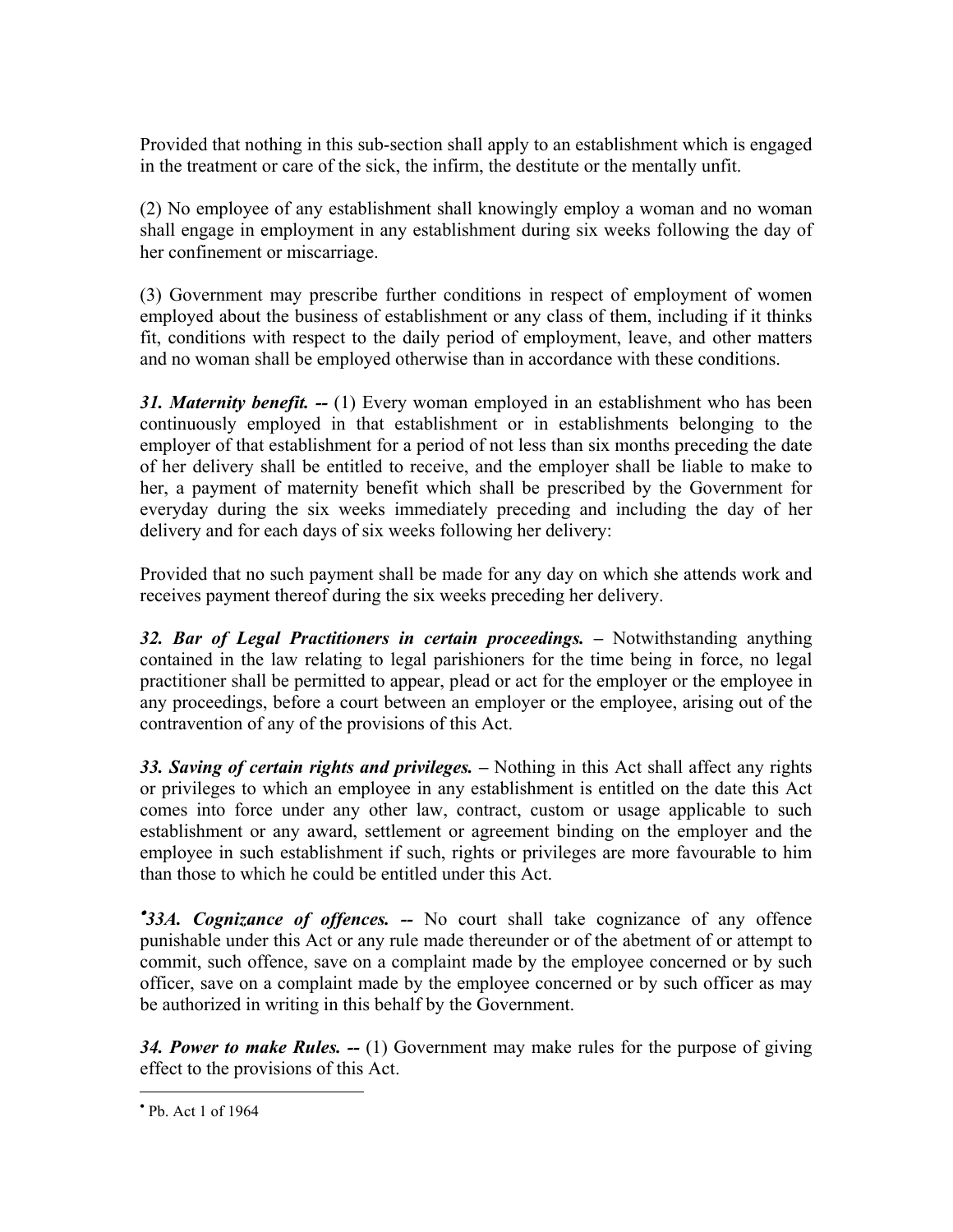Provided that nothing in this sub-section shall apply to an establishment which is engaged in the treatment or care of the sick, the infirm, the destitute or the mentally unfit.

(2) No employee of any establishment shall knowingly employ a woman and no woman shall engage in employment in any establishment during six weeks following the day of her confinement or miscarriage.

(3) Government may prescribe further conditions in respect of employment of women employed about the business of establishment or any class of them, including if it thinks fit, conditions with respect to the daily period of employment, leave, and other matters and no woman shall be employed otherwise than in accordance with these conditions.

***31. Maternity benefit. --*** (1) Every woman employed in an establishment who has been continuously employed in that establishment or in establishments belonging to the employer of that establishment for a period of not less than six months preceding the date of her delivery shall be entitled to receive, and the employer shall be liable to make to her, a payment of maternity benefit which shall be prescribed by the Government for everyday during the six weeks immediately preceding and including the day of her delivery and for each days of six weeks following her delivery:

Provided that no such payment shall be made for any day on which she attends work and receives payment thereof during the six weeks preceding her delivery.

***32. Bar of Legal Practitioners in certain proceedings. –*** Notwithstanding anything contained in the law relating to legal parishioners for the time being in force, no legal practitioner shall be permitted to appear, plead or act for the employer or the employee in any proceedings, before a court between an employer or the employee, arising out of the contravention of any of the provisions of this Act.

***33. Saving of certain rights and privileges. –*** Nothing in this Act shall affect any rights or privileges to which an employee in any establishment is entitled on the date this Act comes into force under any other law, contract, custom or usage applicable to such establishment or any award, settlement or agreement binding on the employer and the employee in such establishment if such, rights or privileges are more favourable to him than those to which he could be entitled under this Act.

[•]***33A. Cognizance of offences. --*** No court shall take cognizance of any offence punishable under this Act or any rule made thereunder or of the abetment of or attempt to commit, such offence, save on a complaint made by the employee concerned or by such officer, save on a complaint made by the employee concerned or by such officer as may be authorized in writing in this behalf by the Government.

***34. Power to make Rules. --*** (1) Government may make rules for the purpose of giving effect to the provisions of this Act.

---

[•] Pb. Act 1 of 1964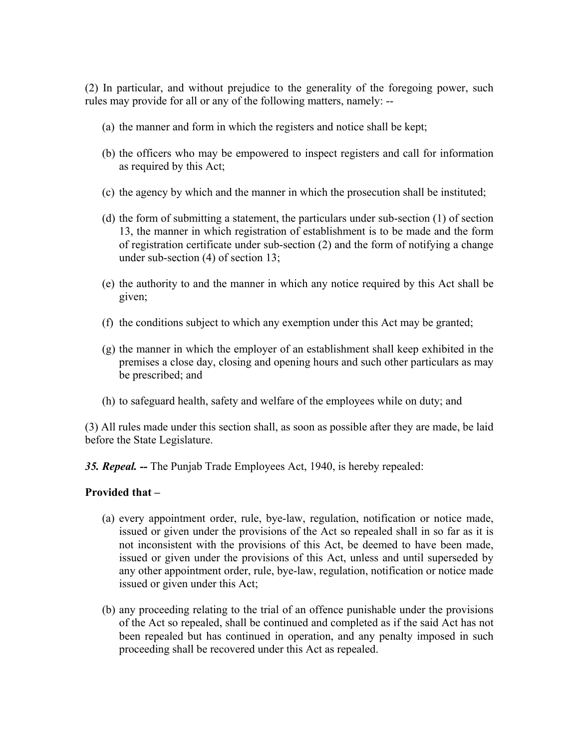(2) In particular, and without prejudice to the generality of the foregoing power, such rules may provide for all or any of the following matters, namely: --

(a) the manner and form in which the registers and notice shall be kept;

(b) the officers who may be empowered to inspect registers and call for information as required by this Act;

(c) the agency by which and the manner in which the prosecution shall be instituted;

(d) the form of submitting a statement, the particulars under sub-section (1) of section 13, the manner in which registration of establishment is to be made and the form of registration certificate under sub-section (2) and the form of notifying a change under sub-section (4) of section 13;

(e) the authority to and the manner in which any notice required by this Act shall be given;

(f) the conditions subject to which any exemption under this Act may be granted;

(g) the manner in which the employer of an establishment shall keep exhibited in the premises a close day, closing and opening hours and such other particulars as may be prescribed; and

(h) to safeguard health, safety and welfare of the employees while on duty; and

(3) All rules made under this section shall, as soon as possible after they are made, be laid before the State Legislature.

***35. Repeal. --*** The Punjab Trade Employees Act, 1940, is hereby repealed:

**Provided that –**

(a) every appointment order, rule, bye-law, regulation, notification or notice made, issued or given under the provisions of the Act so repealed shall in so far as it is not inconsistent with the provisions of this Act, be deemed to have been made, issued or given under the provisions of this Act, unless and until superseded by any other appointment order, rule, bye-law, regulation, notification or notice made issued or given under this Act;

(b) any proceeding relating to the trial of an offence punishable under the provisions of the Act so repealed, shall be continued and completed as if the said Act has not been repealed but has continued in operation, and any penalty imposed in such proceeding shall be recovered under this Act as repealed.